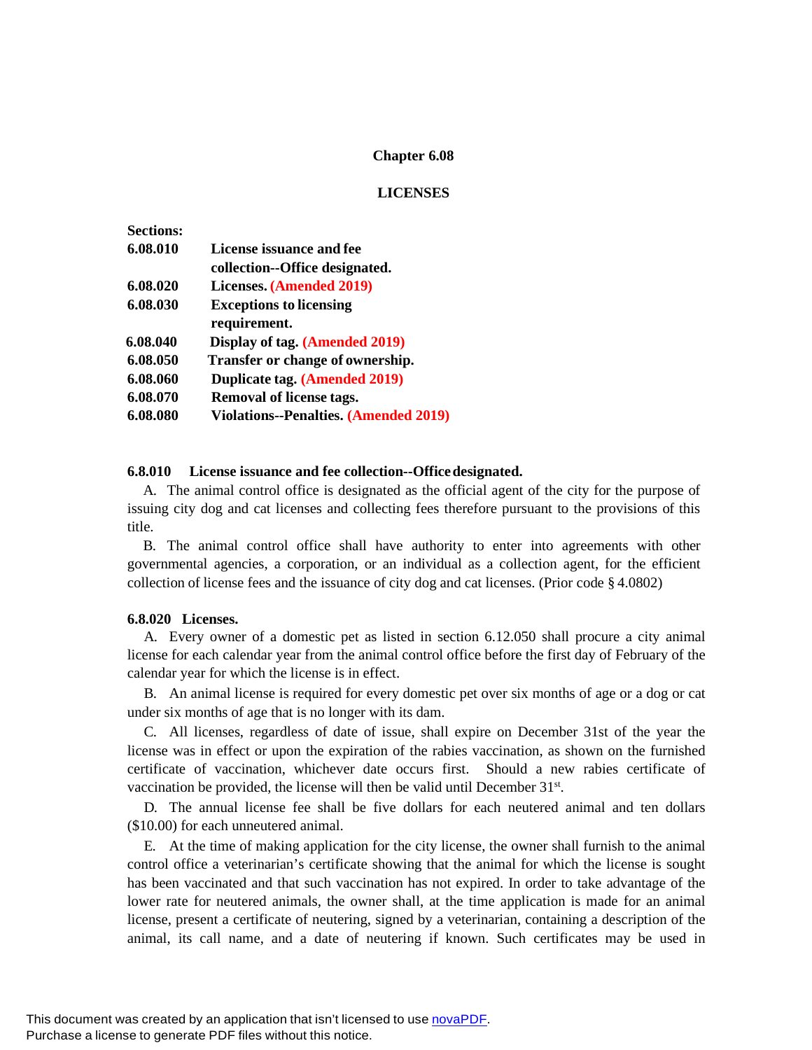# Chapter 6.08

## LICENSES

**Sections:**

| | |
|---|---|
| **6.08.010** | **License issuance and fee collection--Office designated.** |
| **6.08.020** | **Licenses. (Amended 2019)** |
| **6.08.030** | **Exceptions to licensing requirement.** |
| **6.08.040** | **Display of tag. (Amended 2019)** |
| **6.08.050** | **Transfer or change of ownership.** |
| **6.08.060** | **Duplicate tag. (Amended 2019)** |
| **6.08.070** | **Removal of license tags.** |
| **6.08.080** | **Violations--Penalties. (Amended 2019)** |

### 6.8.010 License issuance and fee collection--Office designated.

A. The animal control office is designated as the official agent of the city for the purpose of issuing city dog and cat licenses and collecting fees therefore pursuant to the provisions of this title.

B. The animal control office shall have authority to enter into agreements with other governmental agencies, a corporation, or an individual as a collection agent, for the efficient collection of license fees and the issuance of city dog and cat licenses. (Prior code § 4.0802)

### 6.8.020 Licenses.

A. Every owner of a domestic pet as listed in section 6.12.050 shall procure a city animal license for each calendar year from the animal control office before the first day of February of the calendar year for which the license is in effect.

B. An animal license is required for every domestic pet over six months of age or a dog or cat under six months of age that is no longer with its dam.

C. All licenses, regardless of date of issue, shall expire on December 31st of the year the license was in effect or upon the expiration of the rabies vaccination, as shown on the furnished certificate of vaccination, whichever date occurs first. Should a new rabies certificate of vaccination be provided, the license will then be valid until December 31st.

D. The annual license fee shall be five dollars for each neutered animal and ten dollars ($10.00) for each unneutered animal.

E. At the time of making application for the city license, the owner shall furnish to the animal control office a veterinarian's certificate showing that the animal for which the license is sought has been vaccinated and that such vaccination has not expired. In order to take advantage of the lower rate for neutered animals, the owner shall, at the time application is made for an animal license, present a certificate of neutering, signed by a veterinarian, containing a description of the animal, its call name, and a date of neutering if known. Such certificates may be used in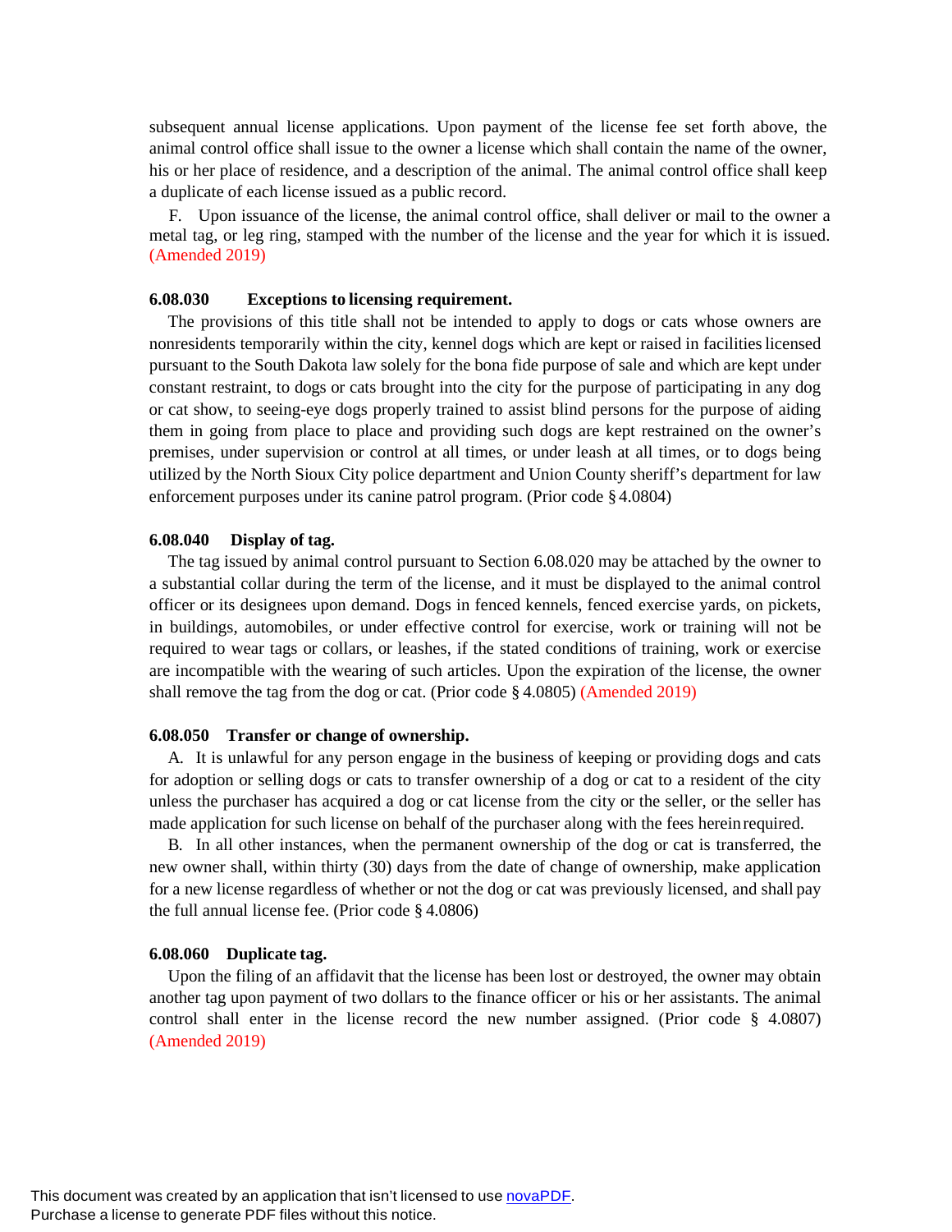subsequent annual license applications. Upon payment of the license fee set forth above, the animal control office shall issue to the owner a license which shall contain the name of the owner, his or her place of residence, and a description of the animal. The animal control office shall keep a duplicate of each license issued as a public record.

F. Upon issuance of the license, the animal control office, shall deliver or mail to the owner a metal tag, or leg ring, stamped with the number of the license and the year for which it is issued. (Amended 2019)

**6.08.030 Exceptions to licensing requirement.**

The provisions of this title shall not be intended to apply to dogs or cats whose owners are nonresidents temporarily within the city, kennel dogs which are kept or raised in facilities licensed pursuant to the South Dakota law solely for the bona fide purpose of sale and which are kept under constant restraint, to dogs or cats brought into the city for the purpose of participating in any dog or cat show, to seeing-eye dogs properly trained to assist blind persons for the purpose of aiding them in going from place to place and providing such dogs are kept restrained on the owner's premises, under supervision or control at all times, or under leash at all times, or to dogs being utilized by the North Sioux City police department and Union County sheriff's department for law enforcement purposes under its canine patrol program. (Prior code § 4.0804)

**6.08.040 Display of tag.**

The tag issued by animal control pursuant to Section 6.08.020 may be attached by the owner to a substantial collar during the term of the license, and it must be displayed to the animal control officer or its designees upon demand. Dogs in fenced kennels, fenced exercise yards, on pickets, in buildings, automobiles, or under effective control for exercise, work or training will not be required to wear tags or collars, or leashes, if the stated conditions of training, work or exercise are incompatible with the wearing of such articles. Upon the expiration of the license, the owner shall remove the tag from the dog or cat. (Prior code § 4.0805) (Amended 2019)

**6.08.050 Transfer or change of ownership.**

A. It is unlawful for any person engage in the business of keeping or providing dogs and cats for adoption or selling dogs or cats to transfer ownership of a dog or cat to a resident of the city unless the purchaser has acquired a dog or cat license from the city or the seller, or the seller has made application for such license on behalf of the purchaser along with the fees herein required.

B. In all other instances, when the permanent ownership of the dog or cat is transferred, the new owner shall, within thirty (30) days from the date of change of ownership, make application for a new license regardless of whether or not the dog or cat was previously licensed, and shall pay the full annual license fee. (Prior code § 4.0806)

**6.08.060 Duplicate tag.**

Upon the filing of an affidavit that the license has been lost or destroyed, the owner may obtain another tag upon payment of two dollars to the finance officer or his or her assistants. The animal control shall enter in the license record the new number assigned. (Prior code § 4.0807) (Amended 2019)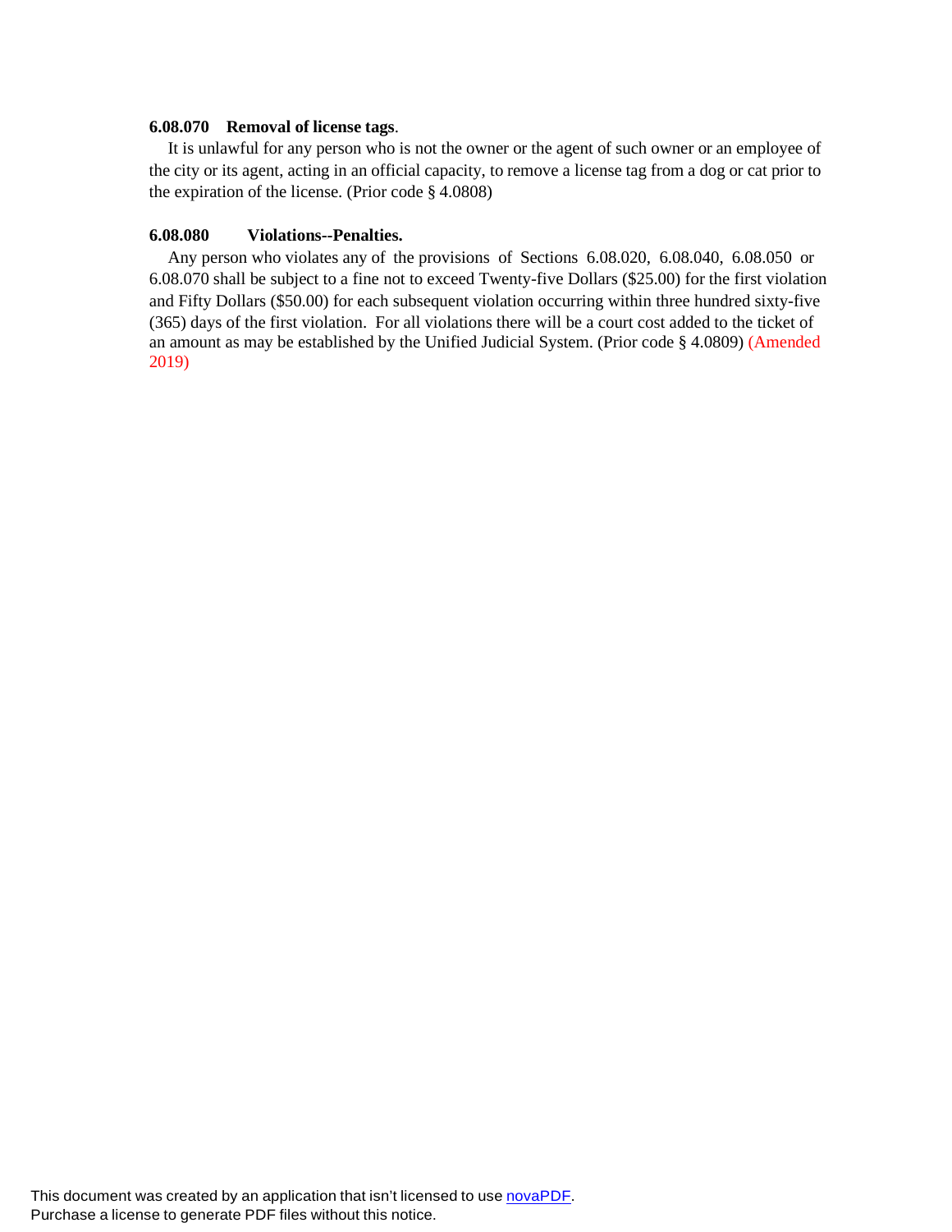**6.08.070 Removal of license tags**.

It is unlawful for any person who is not the owner or the agent of such owner or an employee of the city or its agent, acting in an official capacity, to remove a license tag from a dog or cat prior to the expiration of the license. (Prior code § 4.0808)

**6.08.080 Violations--Penalties.**

Any person who violates any of the provisions of Sections 6.08.020, 6.08.040, 6.08.050 or 6.08.070 shall be subject to a fine not to exceed Twenty-five Dollars ($25.00) for the first violation and Fifty Dollars ($50.00) for each subsequent violation occurring within three hundred sixty-five (365) days of the first violation. For all violations there will be a court cost added to the ticket of an amount as may be established by the Unified Judicial System. (Prior code § 4.0809) (Amended 2019)

This document was created by an application that isn't licensed to use novaPDF.
Purchase a license to generate PDF files without this notice.